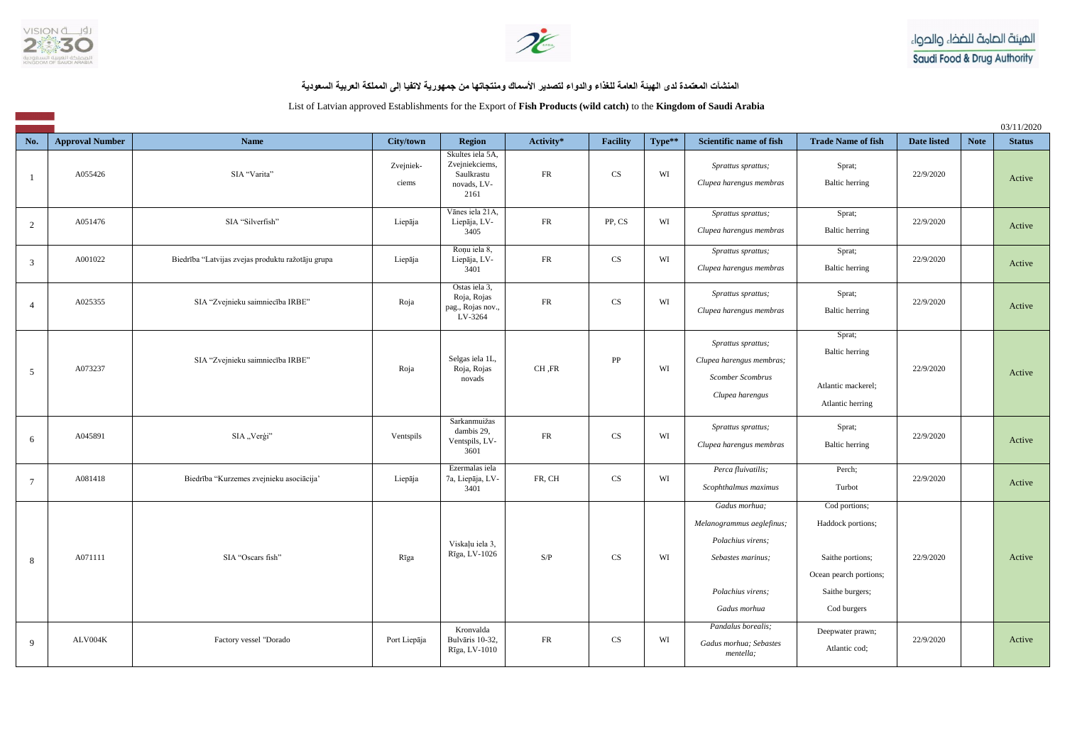**المنشآت المعتمدة لدى الهيئة العامة للغذاء والدواء لتصدير الأسماك ومنتجاتها من جمهورية لاتفيا إلى المملكة العربية السعودية**

List of Latvian approved Establishments for the Export of **Fish Products (wild catch)** to the **Kingdom of Saudi Arabia**

03/11/2020

| No. | Approval Number | Name | City/town | Region | Activity* | Facility | Type** | Scientific name of fish | Trade Name of fish | Date listed | Note | Status |
|---|---|---|---|---|---|---|---|---|---|---|---|---|
| 1 | A055426 | SIA "Varita" | Zvejniek-ciems | Skultes iela 5A, Zvejniekciems, Saulkrastu novads, LV-2161 | FR | CS | WI | *Sprattus sprattus; Clupea harengus membras* | Sprat; Baltic herring | 22/9/2020 | | Active |
| 2 | A051476 | SIA "Silverfish" | Liepāja | Vānes iela 21A, Liepāja, LV-3405 | FR | PP, CS | WI | *Sprattus sprattus; Clupea harengus membras* | Sprat; Baltic herring | 22/9/2020 | | Active |
| 3 | A001022 | Biedrība "Latvijas zvejas produktu ražotāju grupa | Liepāja | Roņu iela 8, Liepāja, LV-3401 | FR | CS | WI | *Sprattus sprattus; Clupea harengus membras* | Sprat; Baltic herring | 22/9/2020 | | Active |
| 4 | A025355 | SIA "Zvejnieku saimniecība IRBE" | Roja | Ostas iela 3, Roja, Rojas pag., Rojas nov., LV-3264 | FR | CS | WI | *Sprattus sprattus; Clupea harengus membras* | Sprat; Baltic herring | 22/9/2020 | | Active |
| 5 | A073237 | SIA "Zvejnieku saimniecība IRBE" | Roja | Selgas iela 1L, Roja, Rojas novads | CH ,FR | PP | WI | *Sprattus sprattus; Clupea harengus membras; Scomber Scombrus Clupea harengus* | Sprat; Baltic herring Atlantic mackerel; Atlantic herring | 22/9/2020 | | Active |
| 6 | A045891 | SIA „Verģi" | Ventspils | Sarkanmuižas dambis 29, Ventspils, LV-3601 | FR | CS | WI | *Sprattus sprattus; Clupea harengus membras* | Sprat; Baltic herring | 22/9/2020 | | Active |
| 7 | A081418 | Biedrība "Kurzemes zvejnieku asociācija' | Liepāja | Ezermalas iela 7a, Liepāja, LV-3401 | FR, CH | CS | WI | *Perca fluivatilis; Scophthalmus maximus* | Perch; Turbot | 22/9/2020 | | Active |
| 8 | A071111 | SIA "Oscars fish" | Rīga | Viskaļu iela 3, Rīga, LV-1026 | S/P | CS | WI | *Gadus morhua; Melanogrammus aeglefinus; Polachius virens; Sebastes marinus; Polachius virens; Gadus morhua* | Cod portions; Haddock portions; Saithe portions; Ocean pearch portions; Saithe burgers; Cod burgers | 22/9/2020 | | Active |
| 9 | ALV004K | Factory vessel "Dorado | Port Liepāja | Kronvalda Bulvāris 10-32, Rīga, LV-1010 | FR | CS | WI | *Pandalus borealis; Gadus morhua; Sebastes mentella;* | Deepwater prawn; Atlantic cod; | 22/9/2020 | | Active |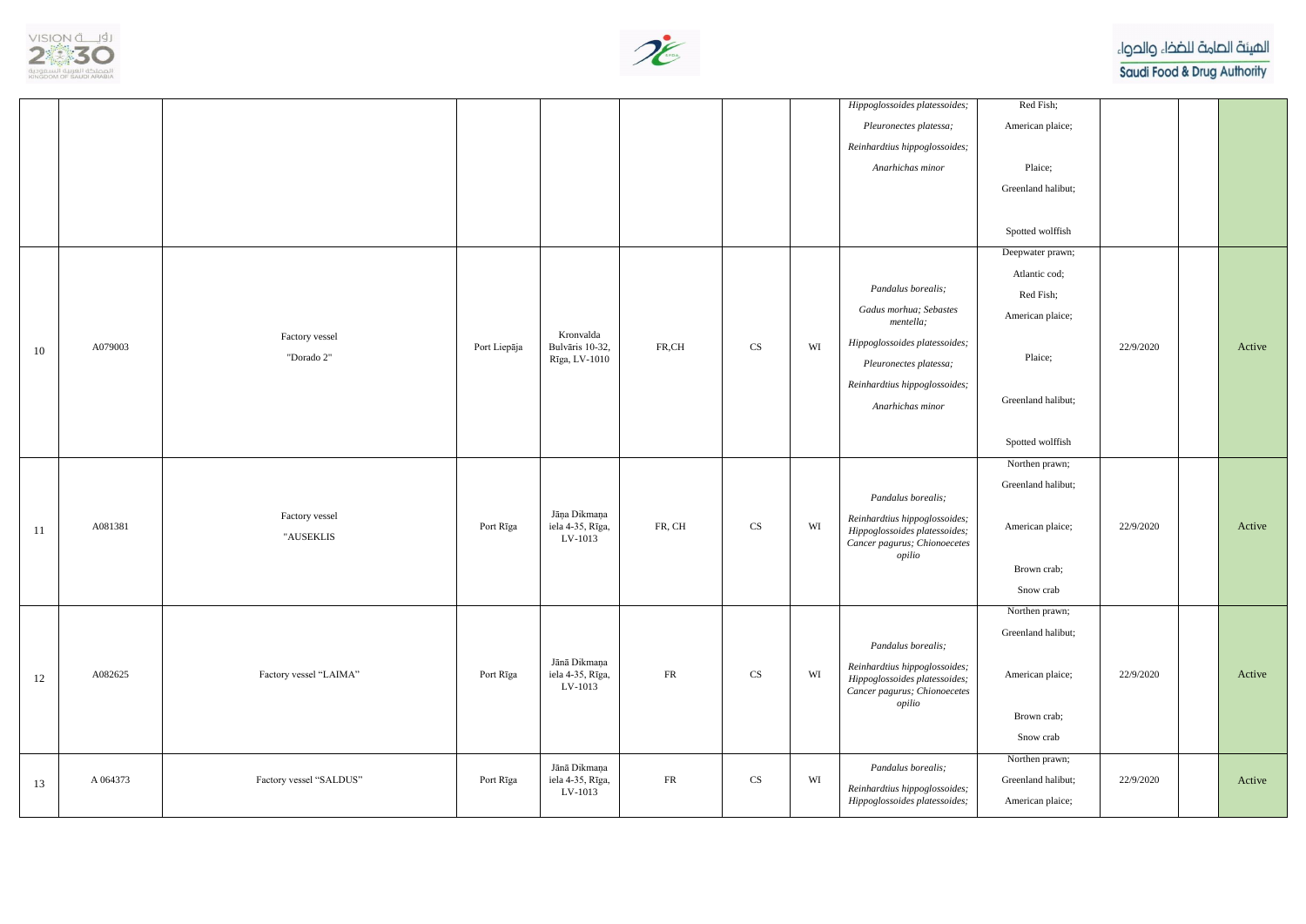| | | | | | | | | | | | | |
|---|---|---|---|---|---|---|---|---|---|---|---|---|
| | | | | | | | | *Hippoglossoides platessoides; Pleuronectes platessa; Reinhardtius hippoglossoides; Anarhichas minor* | Red Fish; American plaice; Plaice; Greenland halibut; Spotted wolffish | | | |
| 10 | A079003 | Factory vessel "Dorado 2" | Port Liepāja | Kronvalda Bulvāris 10-32, Rīga, LV-1010 | FR,CH | CS | WI | *Pandalus borealis; Gadus morhua; Sebastes mentella; Hippoglossoides platessoides; Pleuronectes platessa; Reinhardtius hippoglossoides; Anarhichas minor* | Deepwater prawn; Atlantic cod; Red Fish; American plaice; Plaice; Greenland halibut; Spotted wolffish | 22/9/2020 | | Active |
| 11 | A081381 | Factory vessel "AUSEKLIS | Port Rīga | Jāņa Dikmaņa iela 4-35, Rīga, LV-1013 | FR, CH | CS | WI | *Pandalus borealis; Reinhardtius hippoglossoides; Hippoglossoides platessoides; Cancer pagurus; Chionoecetes opilio* | Northen prawn; Greenland halibut; American plaice; Brown crab; Snow crab | 22/9/2020 | | Active |
| 12 | A082625 | Factory vessel "LAIMA" | Port Rīga | Jānā Dikmaņa iela 4-35, Rīga, LV-1013 | FR | CS | WI | *Pandalus borealis; Reinhardtius hippoglossoides; Hippoglossoides platessoides; Cancer pagurus; Chionoecetes opilio* | Northen prawn; Greenland halibut; American plaice; Brown crab; Snow crab | 22/9/2020 | | Active |
| 13 | A 064373 | Factory vessel "SALDUS" | Port Rīga | Jānā Dikmaņa iela 4-35, Rīga, LV-1013 | FR | CS | WI | *Pandalus borealis; Reinhardtius hippoglossoides; Hippoglossoides platessoides;* | Northen prawn; Greenland halibut; American plaice; | 22/9/2020 | | Active |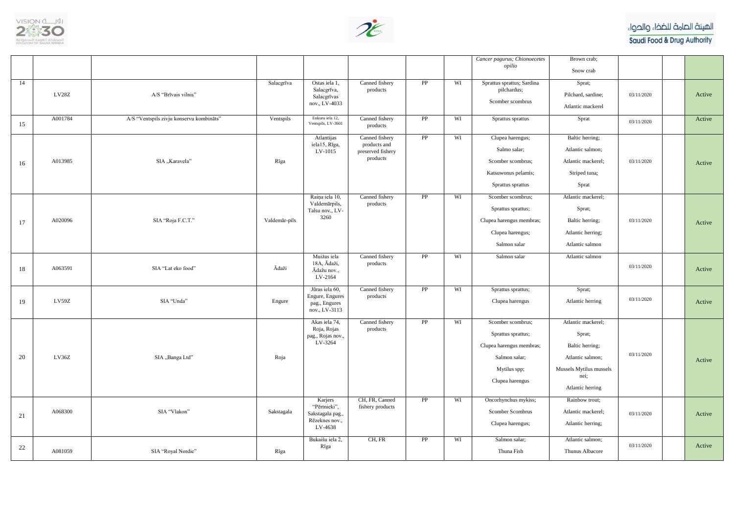| | | | | | | | | | | | | |
|---|---|---|---|---|---|---|---|---|---|---|---|---|
| | | | | | | | | *Cancer pagurus; Chionoecetes opilio* | Brown crab; Snow crab | | | |
| 14 | LV28Z | A/S "Brīvais vilnis" | Salacgrīva | Ostas iela 1, Salacgrīva, Salacgrīvas nov., LV-4033 | Canned fishery products | PP | WI | Sprattus sprattus; Sardina pilchardus; Scomber scombrus | Sprat; Pilchard, sardine; Atlantic mackerel | 03/11/2020 | | Active |
| 15 | A001784 | A/S "Ventspils zivju konservu kombināts" | Ventspils | Enkuru iela 12, Ventspils, LV-3601 | Canned fishery products | PP | WI | Sprattus sprattus | Sprat | 03/11/2020 | | Active |
| 16 | A013985 | SIA „Karavela" | Rīga | Atlantijas iela15, Rīga, LV-1015 | Canned fishery products and preserved fishery products | PP | WI | Clupea harengus; Salmo salar; Scomber scombrus; Katsuwonus pelamis; Sprattus sprattus | Baltic herring; Atlantic salmon; Atlantic mackerel; Striped tuna; Sprat | 03/11/2020 | | Active |
| 17 | A020096 | SIA "Roja F.C.T." | Valdemār-pils | Raiņa iela 10, Valdemārpils, Talsu nov., LV-3260 | Canned fishery products | PP | WI | Scomber scombrus; Sprattus sprattus; Clupea harengus membras; Clupea harengus; Salmon salar | Atlantic mackerel; Sprat; Baltic herring; Atlantic herring; Atlantic salmon | 03/11/2020 | | Active |
| 18 | A063591 | SIA "Lat eko food" | Ādaži | Muižas iela 18A, Ādaži, Ādažu nov., LV-2164 | Canned fishery products | PP | WI | Salmon salar | Atlantic salmon | 03/11/2020 | | Active |
| 19 | LV59Z | SIA "Unda" | Engure | Jūras iela 60, Engure, Engures pag., Engures nov., LV-3113 | Canned fishery products | PP | WI | Sprattus sprattus; Clupea harengus | Sprat; Atlantic herring | 03/11/2020 | | Active |
| 20 | LV36Z | SIA „Banga Ltd" | Roja | Akas iela 74, Roja, Rojas pag., Rojas nov., LV-3264 | Canned fishery products | PP | WI | Scomber scombrus; Sprattus sprattus; Clupea harengus membras; Salmon salar; Mytilus spp; Clupea harengus | Atlantic mackerel; Sprat; Baltic herring; Atlantic salmon; Mussels Mytilus mussels nei; Atlantic herring | 03/11/2020 | | Active |
| 21 | A068300 | SIA "Vlakon" | Sakstagala | Karjers "Pērtnieki", Sakstagala pag., Rēzeknes nov., LV-4638 | CH, FR, Canned fishery products | PP | WI | Oncorhynchus mykiss; Scomber Scombrus; Clupea harengus; | Rainbow trout; Atlantic mackerel; Atlantic herring; | 03/11/2020 | | Active |
| 22 | A081059 | SIA "Royal Nordic" | Rīga | Bukaišu iela 2, Rīga | CH, FR | PP | WI | Salmon salar; Thuna Fish | Atlantic salmon; Thunus Albacore | 03/11/2020 | | Active |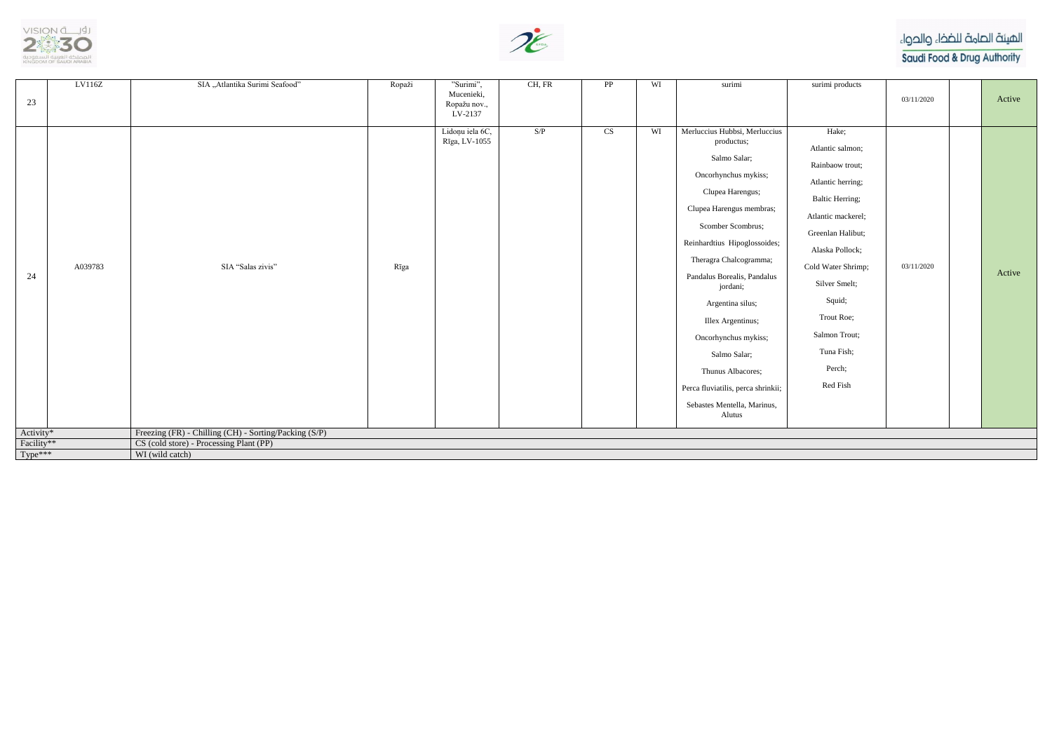| | | | | | | | | | | | | |
|---|---|---|---|---|---|---|---|---|---|---|---|---|
| 23 | LV116Z | SIA „Atlantika Surimi Seafood" | Ropaži | "Surimi", Mucenieki, Ropažu nov., LV-2137 | CH, FR | PP | WI | surimi | surimi products | 03/11/2020 | | Active |
| 24 | A039783 | SIA "Salas zivis" | Rīga | Lidoņu iela 6C, Rīga, LV-1055 | S/P | CS | WI | Merluccius Hubbsi, Merluccius productus; Salmo Salar; Oncorhynchus mykiss; Clupea Harengus; Clupea Harengus membras; Scomber Scombrus; Reinhardtius Hipoglossoides; Theragra Chalcogramma; Pandalus Borealis, Pandalus jordani; Argentina silus; Illex Argentinus; Oncorhynchus mykiss; Salmo Salar; Thunus Albacores; Perca fluviatilis, perca shrinkii; Sebastes Mentella, Marinus, Alutus | Hake; Atlantic salmon; Rainbaow trout; Atlantic herring; Baltic Herring; Atlantic mackerel; Greenlan Halibut; Alaska Pollock; Cold Water Shrimp; Silver Smelt; Squid; Trout Roe; Salmon Trout; Tuna Fish; Perch; Red Fish | 03/11/2020 | | Active |
| Activity* | | Freezing (FR) - Chilling (CH) - Sorting/Packing (S/P) | | | | | | | | | | |
| Facility** | | CS (cold store) - Processing Plant (PP) | | | | | | | | | | |
| Type*** | | WI (wild catch) | | | | | | | | | | |